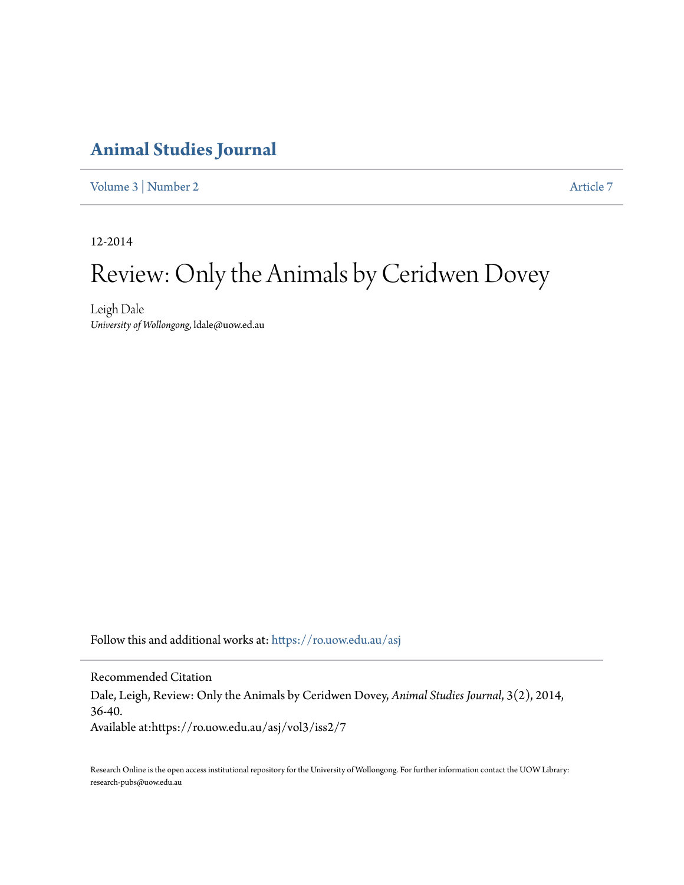# Animal Studies Journal

Volume 3 | Number 2 Article 7

12-2014

## Review: Only the Animals by Ceridwen Dovey

Leigh Dale
*University of Wollongong*, ldale@uow.ed.au

Follow this and additional works at: https://ro.uow.edu.au/asj

Recommended Citation
Dale, Leigh, Review: Only the Animals by Ceridwen Dovey, *Animal Studies Journal*, 3(2), 2014, 36-40.
Available at:https://ro.uow.edu.au/asj/vol3/iss2/7

Research Online is the open access institutional repository for the University of Wollongong. For further information contact the UOW Library: research-pubs@uow.edu.au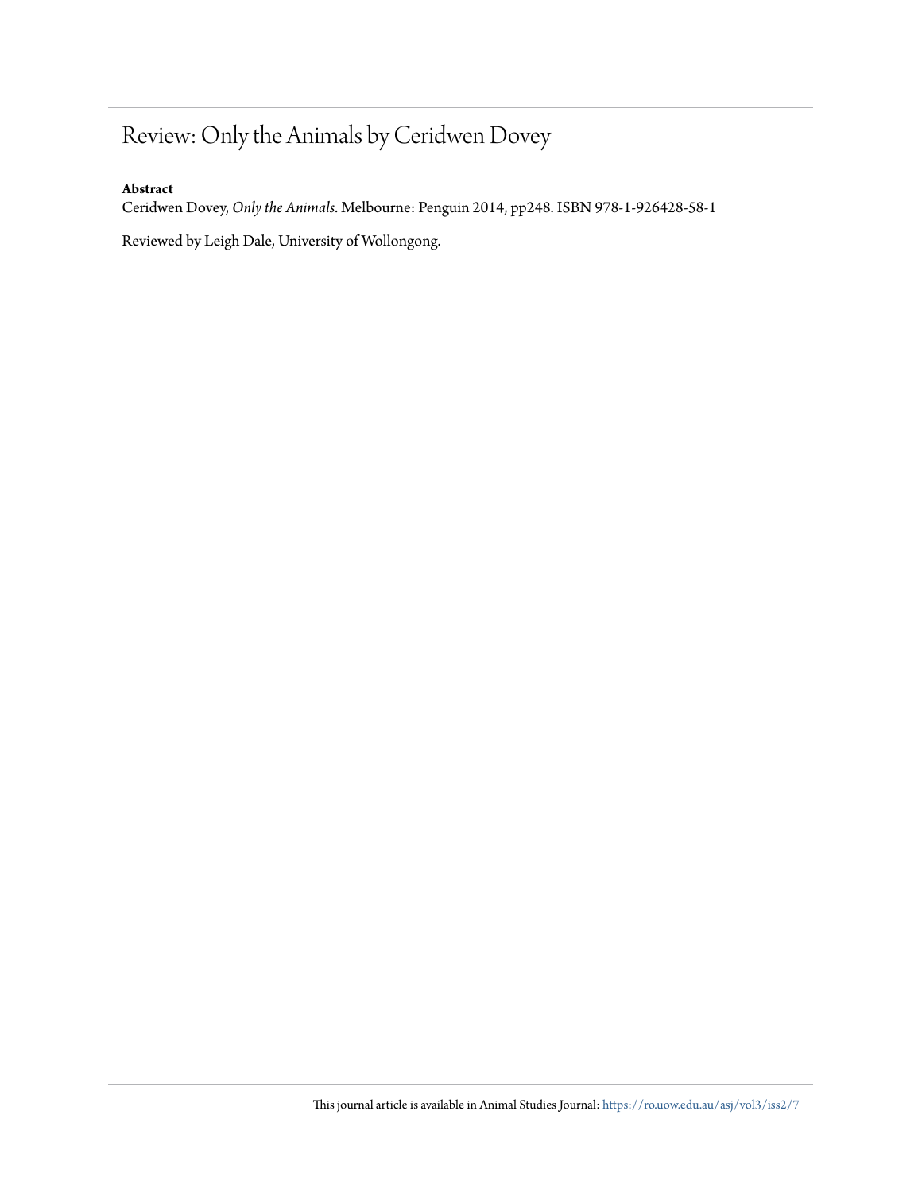# Review: Only the Animals by Ceridwen Dovey

**Abstract**

Ceridwen Dovey, *Only the Animals*. Melbourne: Penguin 2014, pp248. ISBN 978-1-926428-58-1

Reviewed by Leigh Dale, University of Wollongong.

This journal article is available in Animal Studies Journal: https://ro.uow.edu.au/asj/vol3/iss2/7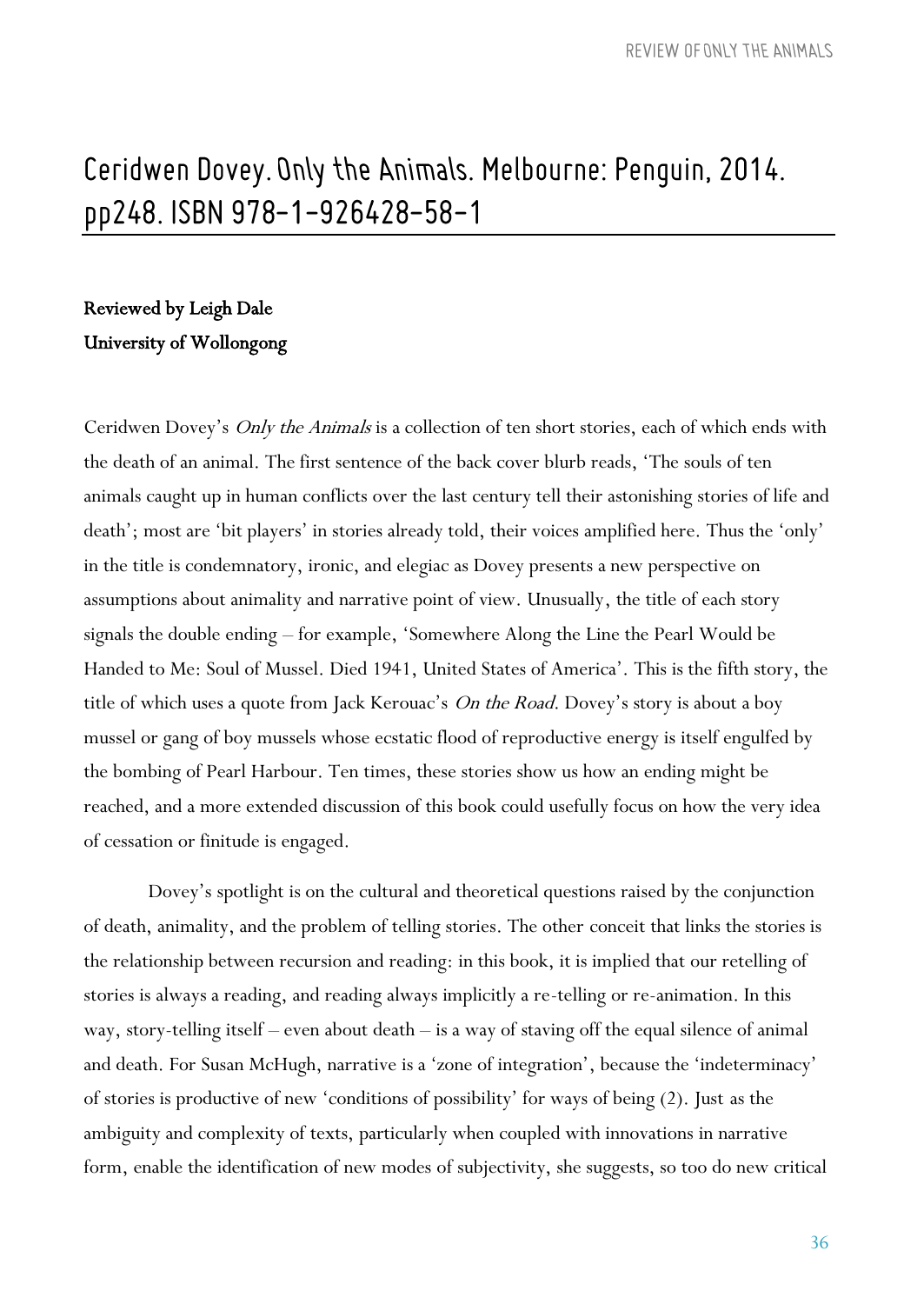# Ceridwen Dovey. Only the Animals. Melbourne: Penguin, 2014. pp248. ISBN 978-1-926428-58-1

**Reviewed by Leigh Dale**
**University of Wollongong**

Ceridwen Dovey's *Only the Animals* is a collection of ten short stories, each of which ends with the death of an animal. The first sentence of the back cover blurb reads, 'The souls of ten animals caught up in human conflicts over the last century tell their astonishing stories of life and death'; most are 'bit players' in stories already told, their voices amplified here. Thus the 'only' in the title is condemnatory, ironic, and elegiac as Dovey presents a new perspective on assumptions about animality and narrative point of view. Unusually, the title of each story signals the double ending – for example, 'Somewhere Along the Line the Pearl Would be Handed to Me: Soul of Mussel. Died 1941, United States of America'. This is the fifth story, the title of which uses a quote from Jack Kerouac's *On the Road*. Dovey's story is about a boy mussel or gang of boy mussels whose ecstatic flood of reproductive energy is itself engulfed by the bombing of Pearl Harbour. Ten times, these stories show us how an ending might be reached, and a more extended discussion of this book could usefully focus on how the very idea of cessation or finitude is engaged.

Dovey's spotlight is on the cultural and theoretical questions raised by the conjunction of death, animality, and the problem of telling stories. The other conceit that links the stories is the relationship between recursion and reading: in this book, it is implied that our retelling of stories is always a reading, and reading always implicitly a re-telling or re-animation. In this way, story-telling itself – even about death – is a way of staving off the equal silence of animal and death. For Susan McHugh, narrative is a 'zone of integration', because the 'indeterminacy' of stories is productive of new 'conditions of possibility' for ways of being (2). Just as the ambiguity and complexity of texts, particularly when coupled with innovations in narrative form, enable the identification of new modes of subjectivity, she suggests, so too do new critical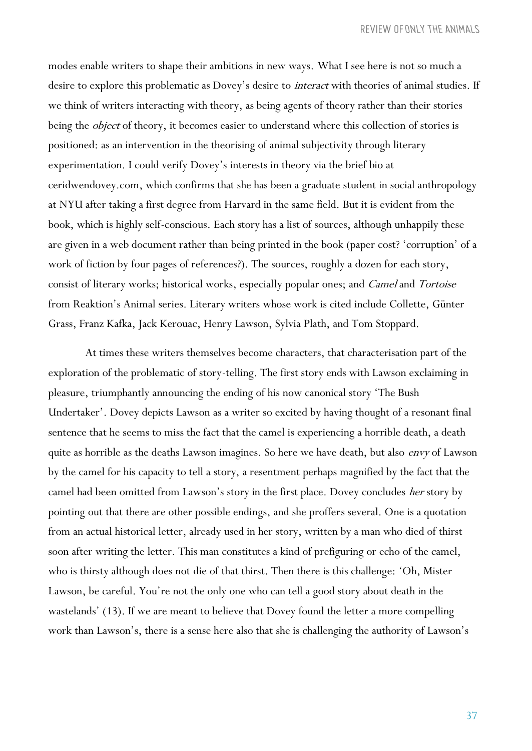modes enable writers to shape their ambitions in new ways. What I see here is not so much a desire to explore this problematic as Dovey's desire to *interact* with theories of animal studies. If we think of writers interacting with theory, as being agents of theory rather than their stories being the *object* of theory, it becomes easier to understand where this collection of stories is positioned: as an intervention in the theorising of animal subjectivity through literary experimentation. I could verify Dovey's interests in theory via the brief bio at ceridwendovey.com, which confirms that she has been a graduate student in social anthropology at NYU after taking a first degree from Harvard in the same field. But it is evident from the book, which is highly self-conscious. Each story has a list of sources, although unhappily these are given in a web document rather than being printed in the book (paper cost? 'corruption' of a work of fiction by four pages of references?). The sources, roughly a dozen for each story, consist of literary works; historical works, especially popular ones; and *Camel* and *Tortoise* from Reaktion's Animal series. Literary writers whose work is cited include Collette, Günter Grass, Franz Kafka, Jack Kerouac, Henry Lawson, Sylvia Plath, and Tom Stoppard.

At times these writers themselves become characters, that characterisation part of the exploration of the problematic of story-telling. The first story ends with Lawson exclaiming in pleasure, triumphantly announcing the ending of his now canonical story 'The Bush Undertaker'. Dovey depicts Lawson as a writer so excited by having thought of a resonant final sentence that he seems to miss the fact that the camel is experiencing a horrible death, a death quite as horrible as the deaths Lawson imagines. So here we have death, but also *envy* of Lawson by the camel for his capacity to tell a story, a resentment perhaps magnified by the fact that the camel had been omitted from Lawson's story in the first place. Dovey concludes *her* story by pointing out that there are other possible endings, and she proffers several. One is a quotation from an actual historical letter, already used in her story, written by a man who died of thirst soon after writing the letter. This man constitutes a kind of prefiguring or echo of the camel, who is thirsty although does not die of that thirst. Then there is this challenge: 'Oh, Mister Lawson, be careful. You're not the only one who can tell a good story about death in the wastelands' (13). If we are meant to believe that Dovey found the letter a more compelling work than Lawson's, there is a sense here also that she is challenging the authority of Lawson's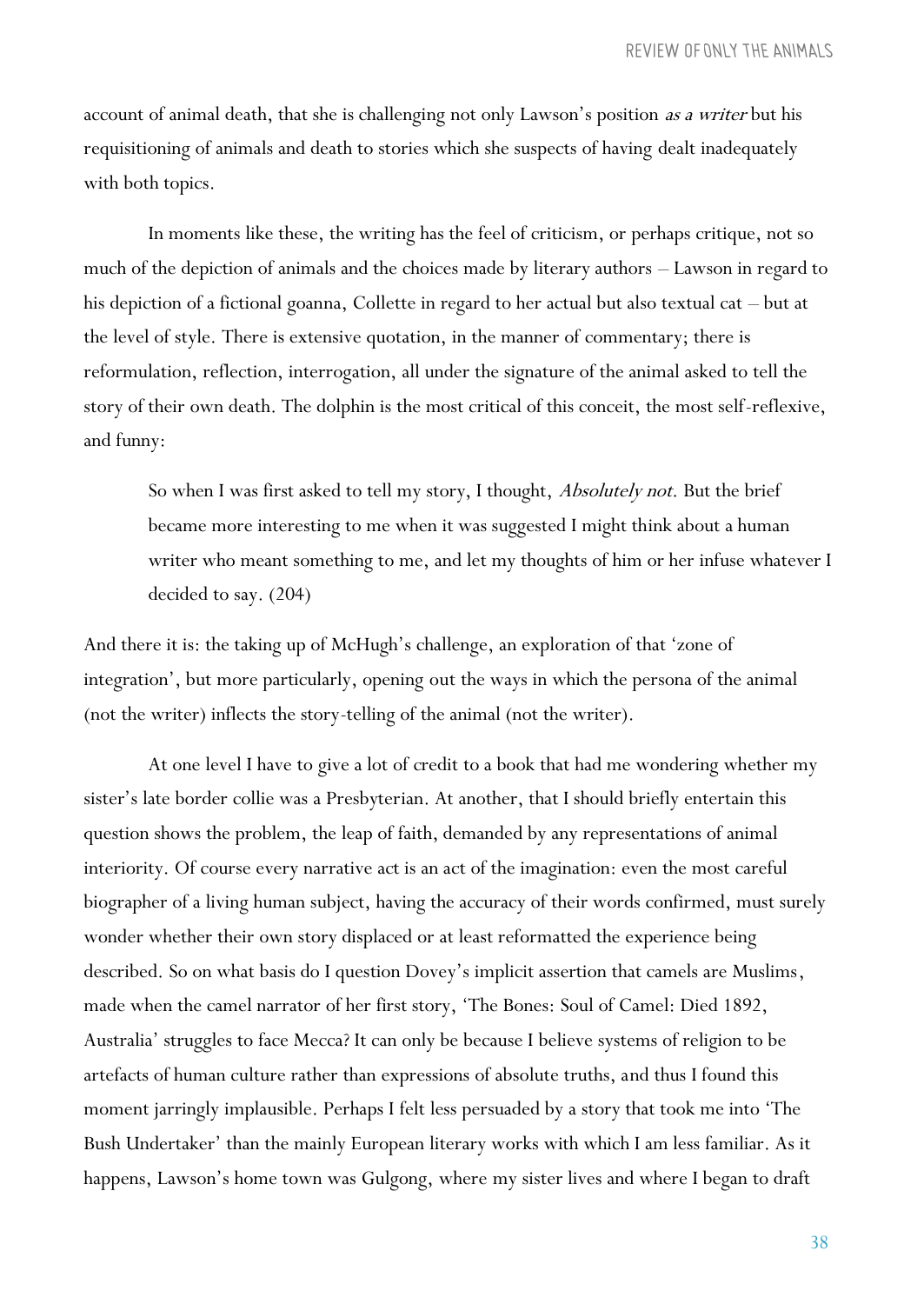account of animal death, that she is challenging not only Lawson's position *as a writer* but his requisitioning of animals and death to stories which she suspects of having dealt inadequately with both topics.

In moments like these, the writing has the feel of criticism, or perhaps critique, not so much of the depiction of animals and the choices made by literary authors – Lawson in regard to his depiction of a fictional goanna, Collette in regard to her actual but also textual cat – but at the level of style. There is extensive quotation, in the manner of commentary; there is reformulation, reflection, interrogation, all under the signature of the animal asked to tell the story of their own death. The dolphin is the most critical of this conceit, the most self-reflexive, and funny:

> So when I was first asked to tell my story, I thought, *Absolutely not*. But the brief became more interesting to me when it was suggested I might think about a human writer who meant something to me, and let my thoughts of him or her infuse whatever I decided to say. (204)

And there it is: the taking up of McHugh's challenge, an exploration of that 'zone of integration', but more particularly, opening out the ways in which the persona of the animal (not the writer) inflects the story-telling of the animal (not the writer).

At one level I have to give a lot of credit to a book that had me wondering whether my sister's late border collie was a Presbyterian. At another, that I should briefly entertain this question shows the problem, the leap of faith, demanded by any representations of animal interiority. Of course every narrative act is an act of the imagination: even the most careful biographer of a living human subject, having the accuracy of their words confirmed, must surely wonder whether their own story displaced or at least reformatted the experience being described. So on what basis do I question Dovey's implicit assertion that camels are Muslims, made when the camel narrator of her first story, 'The Bones: Soul of Camel: Died 1892, Australia' struggles to face Mecca? It can only be because I believe systems of religion to be artefacts of human culture rather than expressions of absolute truths, and thus I found this moment jarringly implausible. Perhaps I felt less persuaded by a story that took me into 'The Bush Undertaker' than the mainly European literary works with which I am less familiar. As it happens, Lawson's home town was Gulgong, where my sister lives and where I began to draft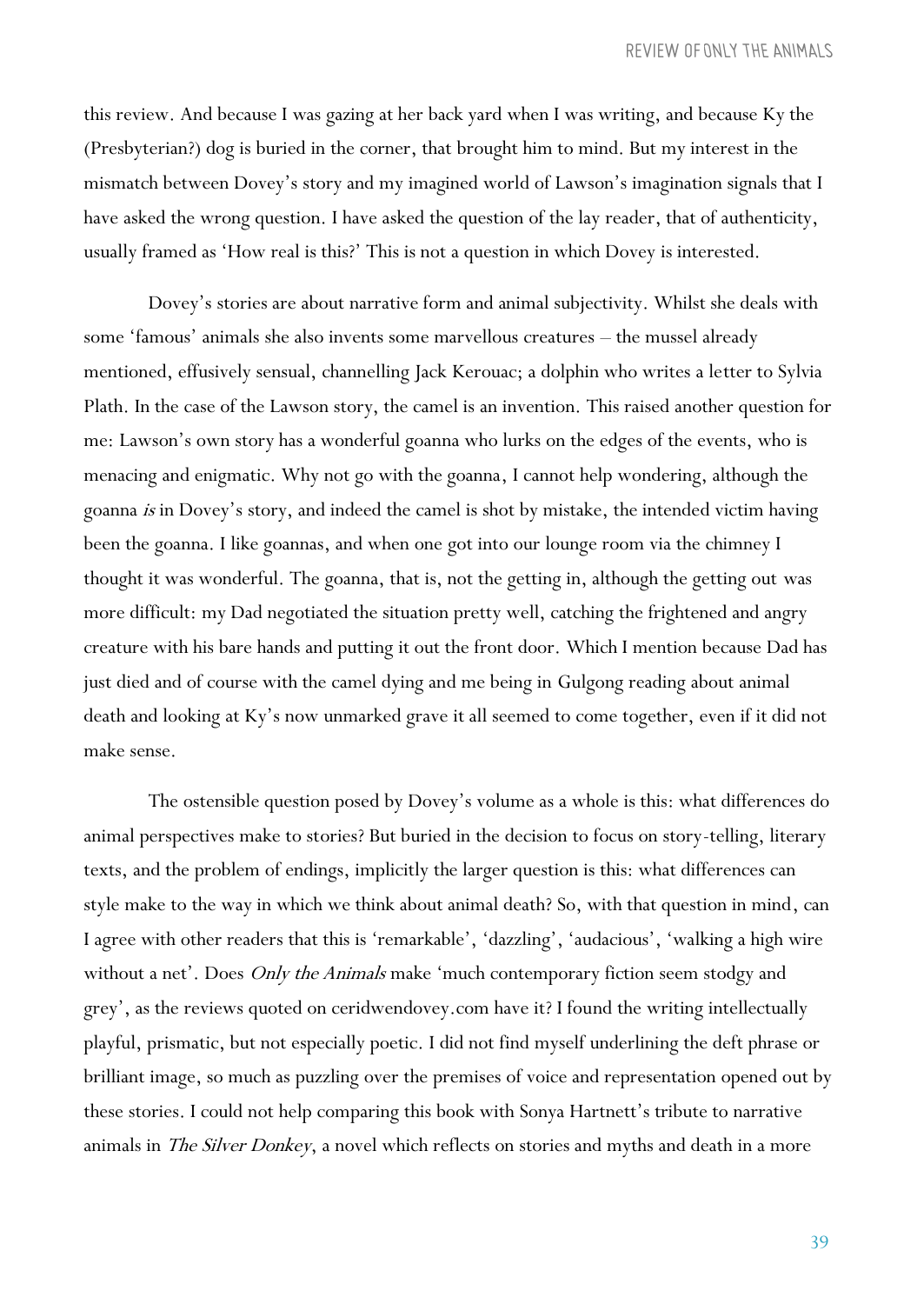this review. And because I was gazing at her back yard when I was writing, and because Ky the (Presbyterian?) dog is buried in the corner, that brought him to mind. But my interest in the mismatch between Dovey's story and my imagined world of Lawson's imagination signals that I have asked the wrong question. I have asked the question of the lay reader, that of authenticity, usually framed as 'How real is this?' This is not a question in which Dovey is interested.

Dovey's stories are about narrative form and animal subjectivity. Whilst she deals with some 'famous' animals she also invents some marvellous creatures – the mussel already mentioned, effusively sensual, channelling Jack Kerouac; a dolphin who writes a letter to Sylvia Plath. In the case of the Lawson story, the camel is an invention. This raised another question for me: Lawson's own story has a wonderful goanna who lurks on the edges of the events, who is menacing and enigmatic. Why not go with the goanna, I cannot help wondering, although the goanna *is* in Dovey's story, and indeed the camel is shot by mistake, the intended victim having been the goanna. I like goannas, and when one got into our lounge room via the chimney I thought it was wonderful. The goanna, that is, not the getting in, although the getting out was more difficult: my Dad negotiated the situation pretty well, catching the frightened and angry creature with his bare hands and putting it out the front door. Which I mention because Dad has just died and of course with the camel dying and me being in Gulgong reading about animal death and looking at Ky's now unmarked grave it all seemed to come together, even if it did not make sense.

The ostensible question posed by Dovey's volume as a whole is this: what differences do animal perspectives make to stories? But buried in the decision to focus on story-telling, literary texts, and the problem of endings, implicitly the larger question is this: what differences can style make to the way in which we think about animal death? So, with that question in mind, can I agree with other readers that this is 'remarkable', 'dazzling', 'audacious', 'walking a high wire without a net'. Does *Only the Animals* make 'much contemporary fiction seem stodgy and grey', as the reviews quoted on ceridwendovey.com have it? I found the writing intellectually playful, prismatic, but not especially poetic. I did not find myself underlining the deft phrase or brilliant image, so much as puzzling over the premises of voice and representation opened out by these stories. I could not help comparing this book with Sonya Hartnett's tribute to narrative animals in *The Silver Donkey*, a novel which reflects on stories and myths and death in a more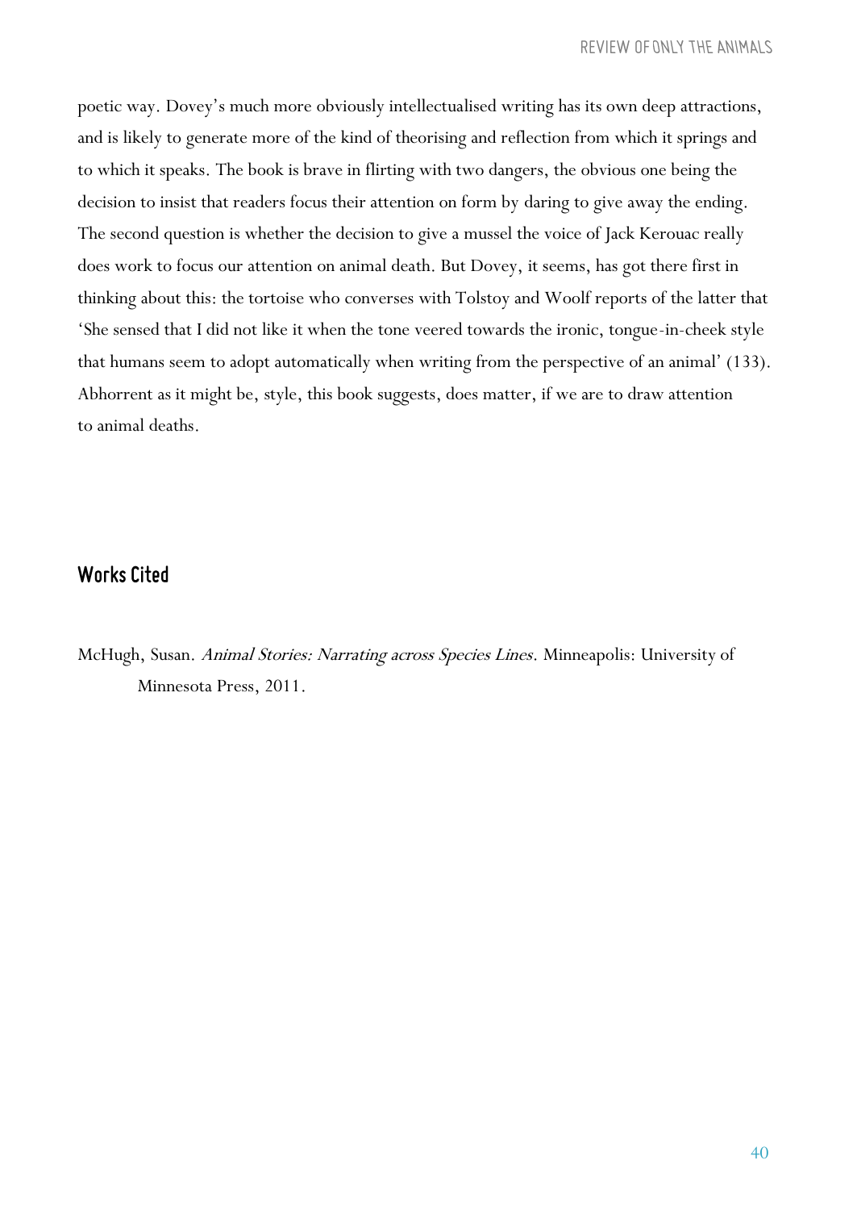poetic way. Dovey's much more obviously intellectualised writing has its own deep attractions, and is likely to generate more of the kind of theorising and reflection from which it springs and to which it speaks. The book is brave in flirting with two dangers, the obvious one being the decision to insist that readers focus their attention on form by daring to give away the ending. The second question is whether the decision to give a mussel the voice of Jack Kerouac really does work to focus our attention on animal death. But Dovey, it seems, has got there first in thinking about this: the tortoise who converses with Tolstoy and Woolf reports of the latter that 'She sensed that I did not like it when the tone veered towards the ironic, tongue-in-cheek style that humans seem to adopt automatically when writing from the perspective of an animal' (133). Abhorrent as it might be, style, this book suggests, does matter, if we are to draw attention to animal deaths.

## Works Cited

McHugh, Susan. *Animal Stories: Narrating across Species Lines*. Minneapolis: University of Minnesota Press, 2011.